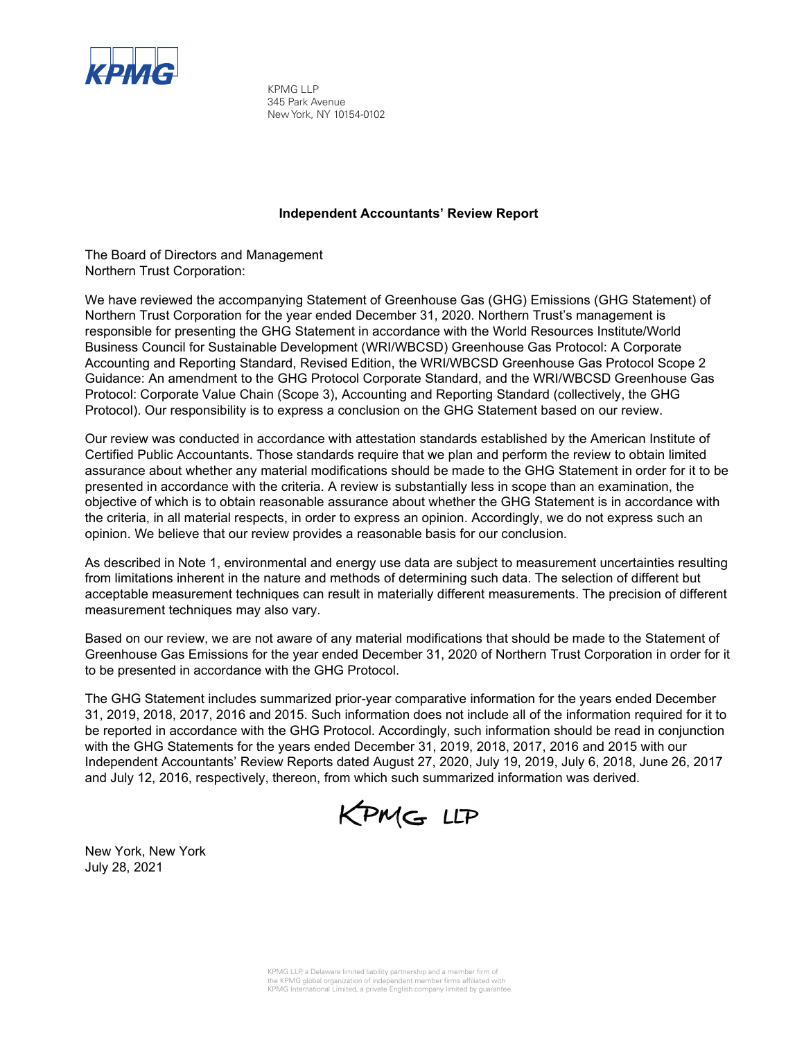KPMG LLP
345 Park Avenue
New York, NY 10154-0102

## Independent Accountants' Review Report

The Board of Directors and Management
Northern Trust Corporation:

We have reviewed the accompanying Statement of Greenhouse Gas (GHG) Emissions (GHG Statement) of Northern Trust Corporation for the year ended December 31, 2020. Northern Trust's management is responsible for presenting the GHG Statement in accordance with the World Resources Institute/World Business Council for Sustainable Development (WRI/WBCSD) Greenhouse Gas Protocol: A Corporate Accounting and Reporting Standard, Revised Edition, the WRI/WBCSD Greenhouse Gas Protocol Scope 2 Guidance: An amendment to the GHG Protocol Corporate Standard, and the WRI/WBCSD Greenhouse Gas Protocol: Corporate Value Chain (Scope 3), Accounting and Reporting Standard (collectively, the GHG Protocol). Our responsibility is to express a conclusion on the GHG Statement based on our review.

Our review was conducted in accordance with attestation standards established by the American Institute of Certified Public Accountants. Those standards require that we plan and perform the review to obtain limited assurance about whether any material modifications should be made to the GHG Statement in order for it to be presented in accordance with the criteria. A review is substantially less in scope than an examination, the objective of which is to obtain reasonable assurance about whether the GHG Statement is in accordance with the criteria, in all material respects, in order to express an opinion. Accordingly, we do not express such an opinion. We believe that our review provides a reasonable basis for our conclusion.

As described in Note 1, environmental and energy use data are subject to measurement uncertainties resulting from limitations inherent in the nature and methods of determining such data. The selection of different but acceptable measurement techniques can result in materially different measurements. The precision of different measurement techniques may also vary.

Based on our review, we are not aware of any material modifications that should be made to the Statement of Greenhouse Gas Emissions for the year ended December 31, 2020 of Northern Trust Corporation in order for it to be presented in accordance with the GHG Protocol.

The GHG Statement includes summarized prior-year comparative information for the years ended December 31, 2019, 2018, 2017, 2016 and 2015. Such information does not include all of the information required for it to be reported in accordance with the GHG Protocol. Accordingly, such information should be read in conjunction with the GHG Statements for the years ended December 31, 2019, 2018, 2017, 2016 and 2015 with our Independent Accountants' Review Reports dated August 27, 2020, July 19, 2019, July 6, 2018, June 26, 2017 and July 12, 2016, respectively, thereon, from which such summarized information was derived.

KPMG LLP

New York, New York
July 28, 2021

KPMG LLP, a Delaware limited liability partnership and a member firm of the KPMG global organization of independent member firms affiliated with KPMG International Limited, a private English company limited by guarantee.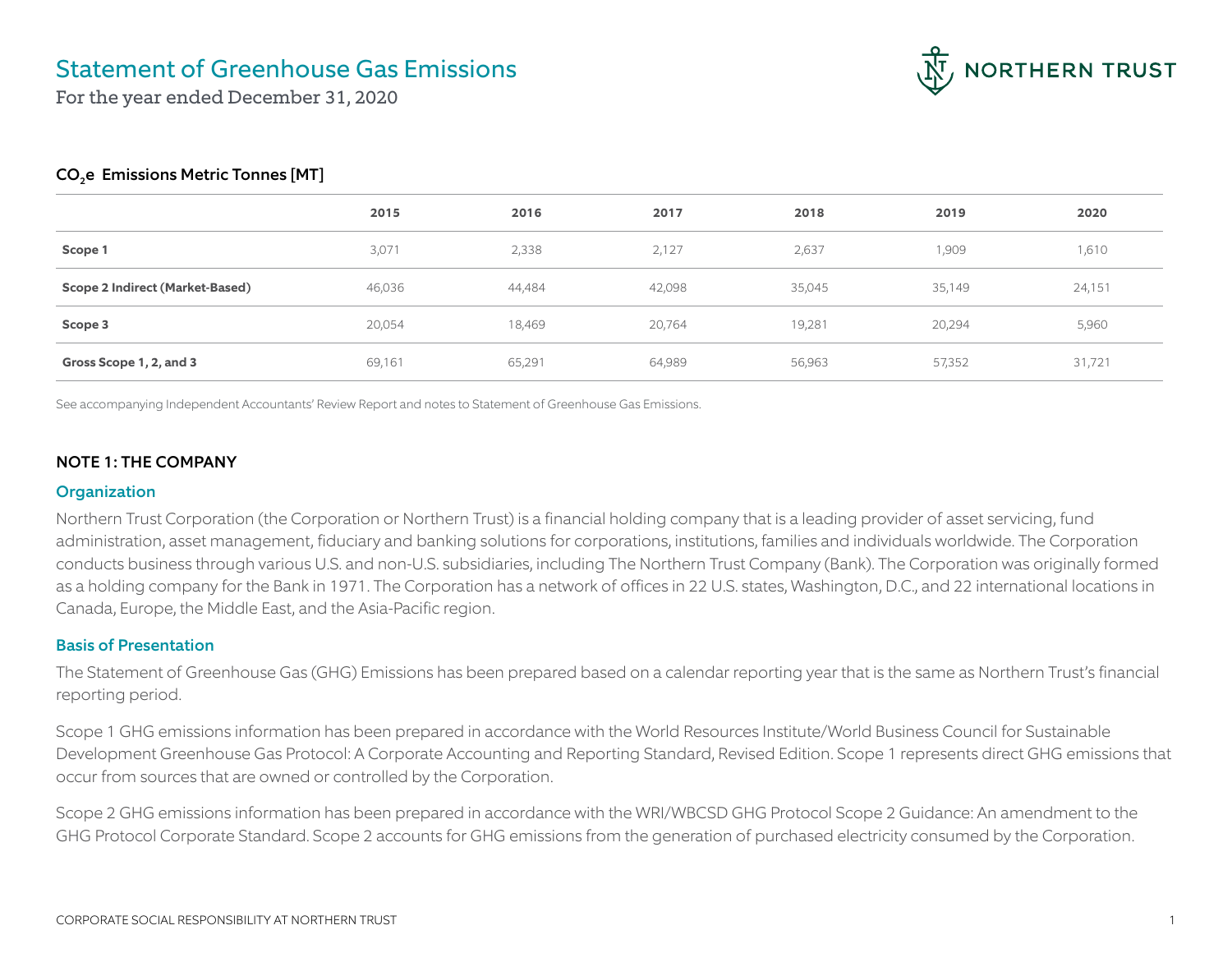# Statement of Greenhouse Gas Emissions

For the year ended December 31, 2020

### $CO_2e$ Emissions Metric Tonnes [MT]

| | 2015 | 2016 | 2017 | 2018 | 2019 | 2020 |
|---|---|---|---|---|---|---|
| **Scope 1** | 3,071 | 2,338 | 2,127 | 2,637 | 1,909 | 1,610 |
| **Scope 2 Indirect (Market-Based)** | 46,036 | 44,484 | 42,098 | 35,045 | 35,149 | 24,151 |
| **Scope 3** | 20,054 | 18,469 | 20,764 | 19,281 | 20,294 | 5,960 |
| **Gross Scope 1, 2, and 3** | 69,161 | 65,291 | 64,989 | 56,963 | 57,352 | 31,721 |

See accompanying Independent Accountants' Review Report and notes to Statement of Greenhouse Gas Emissions.

## NOTE 1: THE COMPANY

### Organization

Northern Trust Corporation (the Corporation or Northern Trust) is a financial holding company that is a leading provider of asset servicing, fund administration, asset management, fiduciary and banking solutions for corporations, institutions, families and individuals worldwide. The Corporation conducts business through various U.S. and non-U.S. subsidiaries, including The Northern Trust Company (Bank). The Corporation was originally formed as a holding company for the Bank in 1971. The Corporation has a network of offices in 22 U.S. states, Washington, D.C., and 22 international locations in Canada, Europe, the Middle East, and the Asia-Pacific region.

### Basis of Presentation

The Statement of Greenhouse Gas (GHG) Emissions has been prepared based on a calendar reporting year that is the same as Northern Trust's financial reporting period.

Scope 1 GHG emissions information has been prepared in accordance with the World Resources Institute/World Business Council for Sustainable Development Greenhouse Gas Protocol: A Corporate Accounting and Reporting Standard, Revised Edition. Scope 1 represents direct GHG emissions that occur from sources that are owned or controlled by the Corporation.

Scope 2 GHG emissions information has been prepared in accordance with the WRI/WBCSD GHG Protocol Scope 2 Guidance: An amendment to the GHG Protocol Corporate Standard. Scope 2 accounts for GHG emissions from the generation of purchased electricity consumed by the Corporation.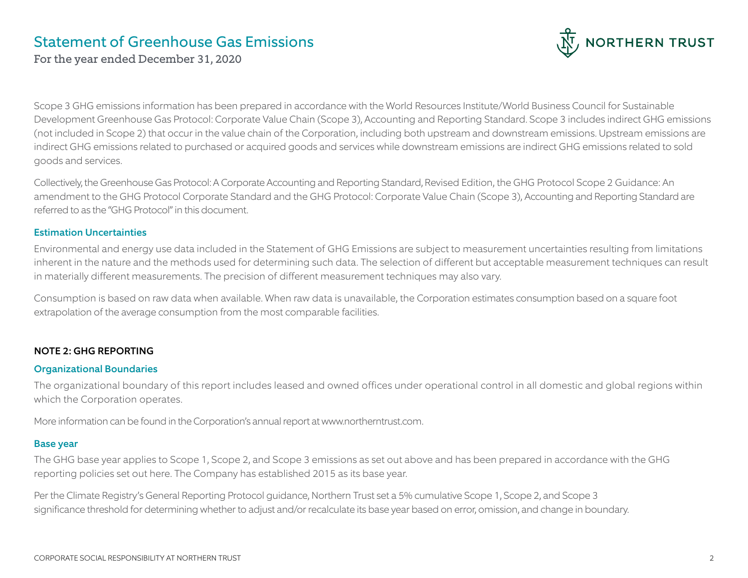Scope 3 GHG emissions information has been prepared in accordance with the World Resources Institute/World Business Council for Sustainable Development Greenhouse Gas Protocol: Corporate Value Chain (Scope 3), Accounting and Reporting Standard. Scope 3 includes indirect GHG emissions (not included in Scope 2) that occur in the value chain of the Corporation, including both upstream and downstream emissions. Upstream emissions are indirect GHG emissions related to purchased or acquired goods and services while downstream emissions are indirect GHG emissions related to sold goods and services.

Collectively, the Greenhouse Gas Protocol: A Corporate Accounting and Reporting Standard, Revised Edition, the GHG Protocol Scope 2 Guidance: An amendment to the GHG Protocol Corporate Standard and the GHG Protocol: Corporate Value Chain (Scope 3), Accounting and Reporting Standard are referred to as the "GHG Protocol" in this document.

### Estimation Uncertainties

Environmental and energy use data included in the Statement of GHG Emissions are subject to measurement uncertainties resulting from limitations inherent in the nature and the methods used for determining such data. The selection of different but acceptable measurement techniques can result in materially different measurements. The precision of different measurement techniques may also vary.

Consumption is based on raw data when available. When raw data is unavailable, the Corporation estimates consumption based on a square foot extrapolation of the average consumption from the most comparable facilities.

## NOTE 2: GHG REPORTING

### Organizational Boundaries

The organizational boundary of this report includes leased and owned offices under operational control in all domestic and global regions within which the Corporation operates.

More information can be found in the Corporation's annual report at www.northerntrust.com.

### Base year

The GHG base year applies to Scope 1, Scope 2, and Scope 3 emissions as set out above and has been prepared in accordance with the GHG reporting policies set out here. The Company has established 2015 as its base year.

Per the Climate Registry's General Reporting Protocol guidance, Northern Trust set a 5% cumulative Scope 1, Scope 2, and Scope 3 significance threshold for determining whether to adjust and/or recalculate its base year based on error, omission, and change in boundary.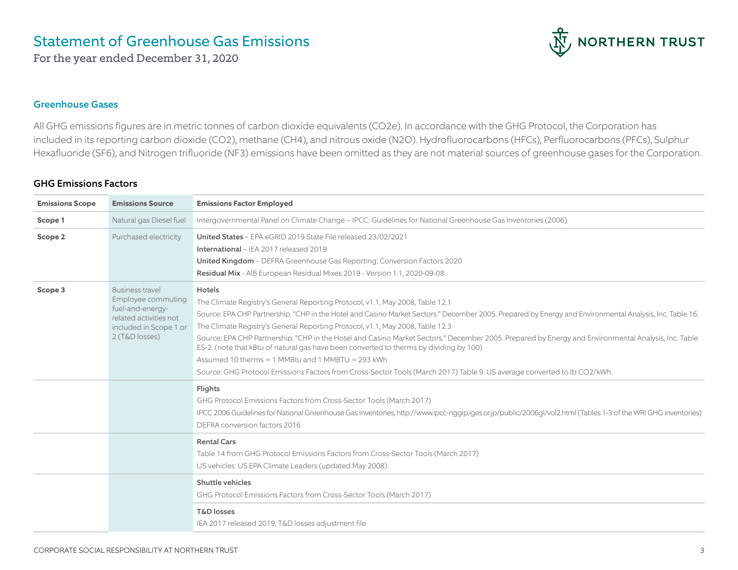# Statement of Greenhouse Gas Emissions

For the year ended December 31, 2020

## Greenhouse Gases

All GHG emissions figures are in metric tonnes of carbon dioxide equivalents ($CO_2e$). In accordance with the GHG Protocol, the Corporation has included in its reporting carbon dioxide ($CO_2$), methane ($CH_4$), and nitrous oxide ($N_2O$). Hydrofluorocarbons (HFCs), Perfluorocarbons (PFCs), Sulphur Hexafluoride ($SF_6$), and Nitrogen trifluoride ($NF_3$) emissions have been omitted as they are not material sources of greenhouse gases for the Corporation.

## GHG Emissions Factors

| Emissions Scope | Emissions Source | Emissions Factor Employed |
|---|---|---|
| **Scope 1** | Natural gas Diesel fuel | Intergovernmental Panel on Climate Change – IPCC: Guidelines for National Greenhouse Gas Inventories (2006) |
| **Scope 2** | Purchased electricity | **United States** – EPA eGRID 2019 State File released 23/02/2021<br>**International** – IEA 2017 released 2019<br>**United Kingdom** – DEFRA Greenhouse Gas Reporting: Conversion Factors 2020<br>**Residual Mix** - AIB European Residual Mixes 2019 - Version 1.1, 2020-09-08 |
| **Scope 3** | Business travel Employee commuting fuel-and-energy-related activities not included in Scope 1 or 2 (T&D losses) | **Hotels**<br>The Climate Registry's General Reporting Protocol, v1.1, May 2008, Table 12.1<br>Source: EPA CHP Partnership. "CHP in the Hotel and Casino Market Sectors." December 2005. Prepared by Energy and Environmental Analysis, Inc. Table 16.<br>The Climate Registry's General Reporting Protocol, v1.1, May 2008, Table 12.3<br>Source: EPA CHP Partnership. "CHP in the Hotel and Casino Market Sectors." December 2005. Prepared by Energy and Environmental Analysis, Inc. Table ES-2. (note that kBtu of natural gas have been converted to therms by dividing by 100)<br>Assumed 10 therms = 1 MMBtu and 1 MMBTU = 293 kWh<br>Source: GHG Protocol Emissions Factors from Cross-Sector Tools (March 2017) Table 9. US average converted to lb $CO_2$/kWh. |
| | | **Flights**<br>GHG Protocol Emissions Factors from Cross-Sector Tools (March 2017)<br>IPCC 2006 Guidelines for National Greenhouse Gas Inventories, http://www.ipcc-nggip.iges.or.jp/public/2006gl/vol2.html (Tables 1-3 of the WRI GHG inventories)<br>DEFRA conversion factors 2016 |
| | | **Rental Cars**<br>Table 14 from GHG Protocol Emissions Factors from Cross-Sector Tools (March 2017)<br>US vehicles: US EPA Climate Leaders (updated May 2008). |
| | | **Shuttle vehicles**<br>GHG Protocol Emissions Factors from Cross-Sector Tools (March 2017) |
| | | **T&D losses**<br>IEA 2017 released 2019, T&D losses adjustment file |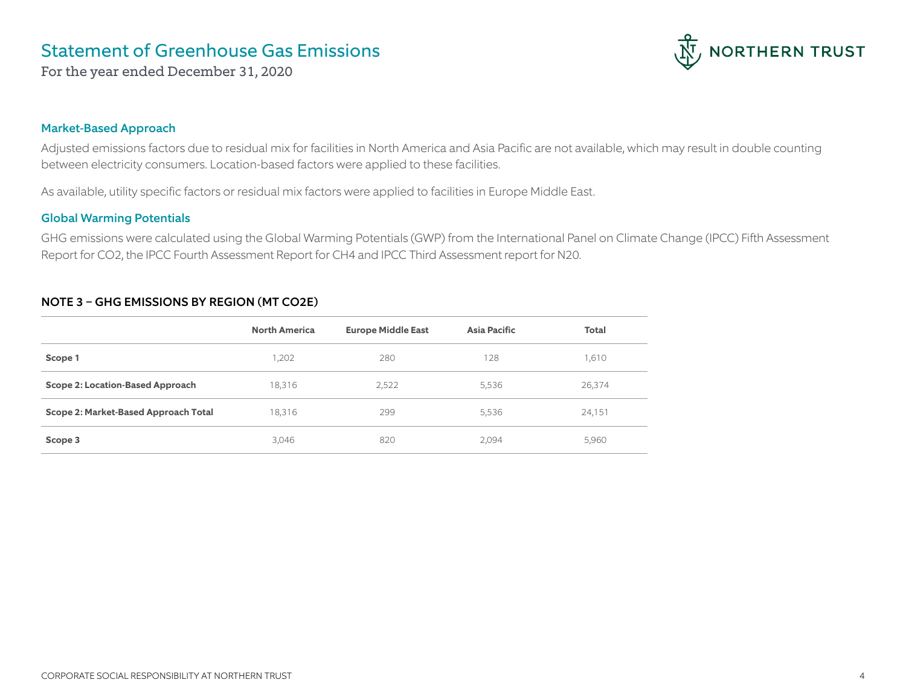# Statement of Greenhouse Gas Emissions

For the year ended December 31, 2020

### Market-Based Approach

Adjusted emissions factors due to residual mix for facilities in North America and Asia Pacific are not available, which may result in double counting between electricity consumers. Location-based factors were applied to these facilities.

As available, utility specific factors or residual mix factors were applied to facilities in Europe Middle East.

### Global Warming Potentials

GHG emissions were calculated using the Global Warming Potentials (GWP) from the International Panel on Climate Change (IPCC) Fifth Assessment Report for CO2, the IPCC Fourth Assessment Report for CH4 and IPCC Third Assessment report for N20.

### NOTE 3 – GHG EMISSIONS BY REGION (MT CO2E)

| | North America | Europe Middle East | Asia Pacific | Total |
|---|---|---|---|---|
| **Scope 1** | 1,202 | 280 | 128 | 1,610 |
| **Scope 2: Location-Based Approach** | 18,316 | 2,522 | 5,536 | 26,374 |
| **Scope 2: Market-Based Approach Total** | 18,316 | 299 | 5,536 | 24,151 |
| **Scope 3** | 3,046 | 820 | 2,094 | 5,960 |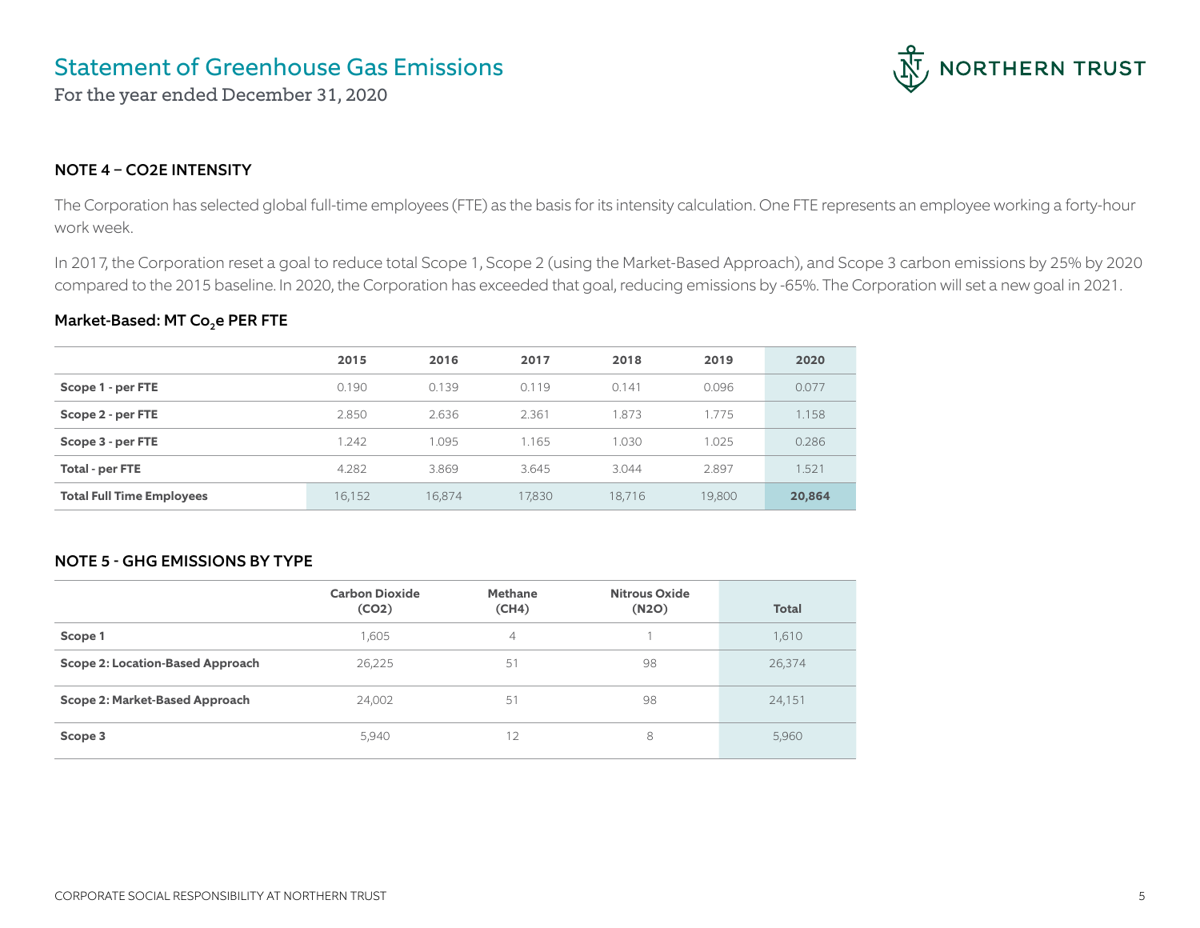# Statement of Greenhouse Gas Emissions

For the year ended December 31, 2020

## NOTE 4 – CO2E INTENSITY

The Corporation has selected global full-time employees (FTE) as the basis for its intensity calculation. One FTE represents an employee working a forty-hour work week.

In 2017, the Corporation reset a goal to reduce total Scope 1, Scope 2 (using the Market-Based Approach), and Scope 3 carbon emissions by 25% by 2020 compared to the 2015 baseline. In 2020, the Corporation has exceeded that goal, reducing emissions by -65%. The Corporation will set a new goal in 2021.

### Market-Based: MT $Co_2e$ PER FTE

| | 2015 | 2016 | 2017 | 2018 | 2019 | 2020 |
|---|---|---|---|---|---|---|
| **Scope 1 - per FTE** | 0.190 | 0.139 | 0.119 | 0.141 | 0.096 | 0.077 |
| **Scope 2 - per FTE** | 2.850 | 2.636 | 2.361 | 1.873 | 1.775 | 1.158 |
| **Scope 3 - per FTE** | 1.242 | 1.095 | 1.165 | 1.030 | 1.025 | 0.286 |
| **Total - per FTE** | 4.282 | 3.869 | 3.645 | 3.044 | 2.897 | 1.521 |
| **Total Full Time Employees** | 16,152 | 16,874 | 17,830 | 18,716 | 19,800 | **20,864** |

## NOTE 5 - GHG EMISSIONS BY TYPE

| | Carbon Dioxide (CO2) | Methane (CH4) | Nitrous Oxide (N2O) | Total |
|---|---|---|---|---|
| **Scope 1** | 1,605 | 4 | 1 | 1,610 |
| **Scope 2: Location-Based Approach** | 26,225 | 51 | 98 | 26,374 |
| **Scope 2: Market-Based Approach** | 24,002 | 51 | 98 | 24,151 |
| **Scope 3** | 5,940 | 12 | 8 | 5,960 |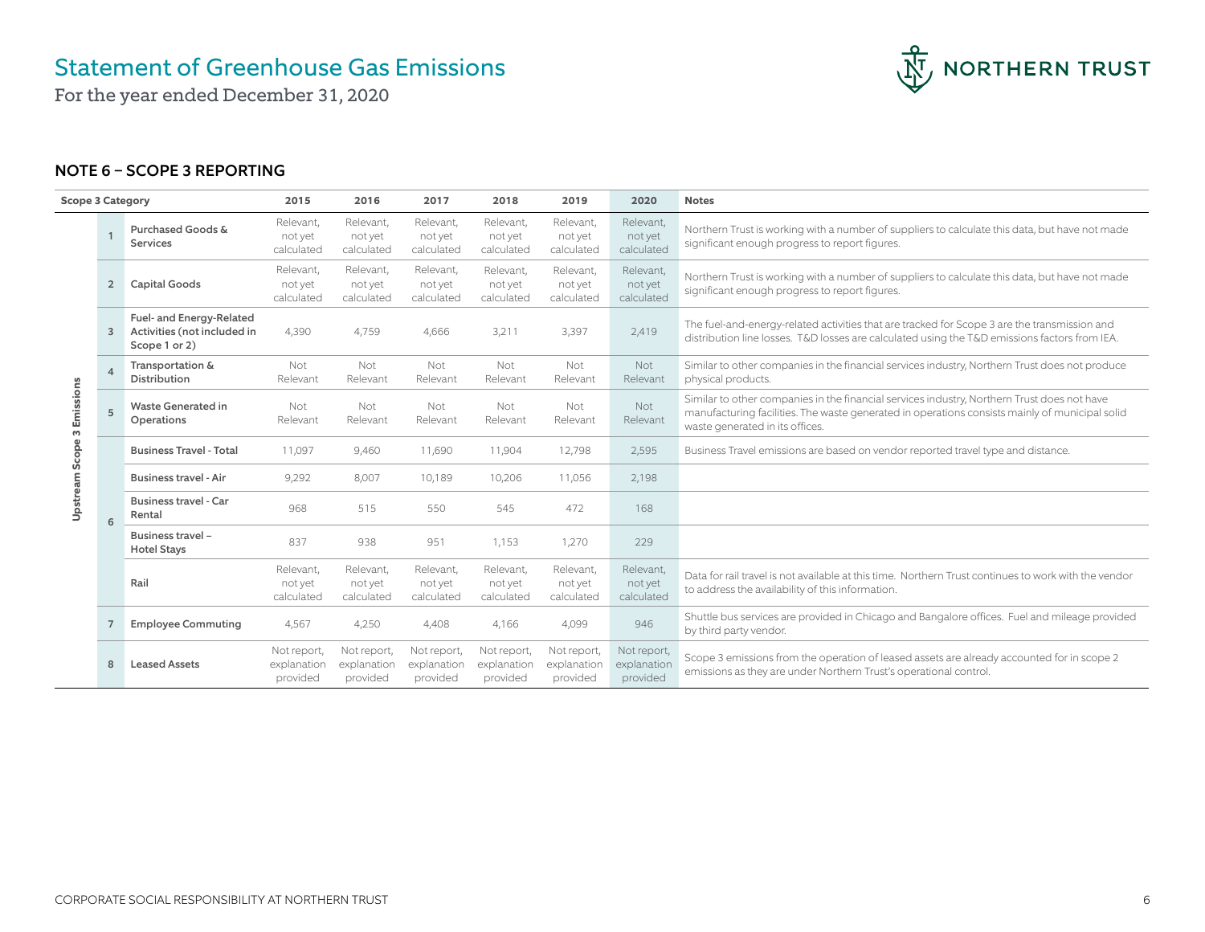# Statement of Greenhouse Gas Emissions

For the year ended December 31, 2020

## NOTE 6 – SCOPE 3 REPORTING

| | Scope 3 Category | | 2015 | 2016 | 2017 | 2018 | 2019 | 2020 | Notes |
|---|---|---|---|---|---|---|---|---|---|
| Upstream Scope 3 Emissions | 1 | Purchased Goods & Services | Relevant, not yet calculated | Relevant, not yet calculated | Relevant, not yet calculated | Relevant, not yet calculated | Relevant, not yet calculated | Relevant, not yet calculated | Northern Trust is working with a number of suppliers to calculate this data, but have not made significant enough progress to report figures. |
| | 2 | Capital Goods | Relevant, not yet calculated | Relevant, not yet calculated | Relevant, not yet calculated | Relevant, not yet calculated | Relevant, not yet calculated | Relevant, not yet calculated | Northern Trust is working with a number of suppliers to calculate this data, but have not made significant enough progress to report figures. |
| | 3 | Fuel- and Energy-Related Activities (not included in Scope 1 or 2) | 4,390 | 4,759 | 4,666 | 3,211 | 3,397 | 2,419 | The fuel-and-energy-related activities that are tracked for Scope 3 are the transmission and distribution line losses. T&D losses are calculated using the T&D emissions factors from IEA. |
| | 4 | Transportation & Distribution | Not Relevant | Not Relevant | Not Relevant | Not Relevant | Not Relevant | Not Relevant | Similar to other companies in the financial services industry, Northern Trust does not produce physical products. |
| | 5 | Waste Generated in Operations | Not Relevant | Not Relevant | Not Relevant | Not Relevant | Not Relevant | Not Relevant | Similar to other companies in the financial services industry, Northern Trust does not have manufacturing facilities. The waste generated in operations consists mainly of municipal solid waste generated in its offices. |
| | 6 | Business Travel - Total | 11,097 | 9,460 | 11,690 | 11,904 | 12,798 | 2,595 | Business Travel emissions are based on vendor reported travel type and distance. |
| | | Business travel - Air | 9,292 | 8,007 | 10,189 | 10,206 | 11,056 | 2,198 | |
| | | Business travel - Car Rental | 968 | 515 | 550 | 545 | 472 | 168 | |
| | | Business travel – Hotel Stays | 837 | 938 | 951 | 1,153 | 1,270 | 229 | |
| | | Rail | Relevant, not yet calculated | Relevant, not yet calculated | Relevant, not yet calculated | Relevant, not yet calculated | Relevant, not yet calculated | Relevant, not yet calculated | Data for rail travel is not available at this time. Northern Trust continues to work with the vendor to address the availability of this information. |
| | 7 | Employee Commuting | 4,567 | 4,250 | 4,408 | 4,166 | 4,099 | 946 | Shuttle bus services are provided in Chicago and Bangalore offices. Fuel and mileage provided by third party vendor. |
| | 8 | Leased Assets | Not report, explanation provided | Not report, explanation provided | Not report, explanation provided | Not report, explanation provided | Not report, explanation provided | Not report, explanation provided | Scope 3 emissions from the operation of leased assets are already accounted for in scope 2 emissions as they are under Northern Trust's operational control. |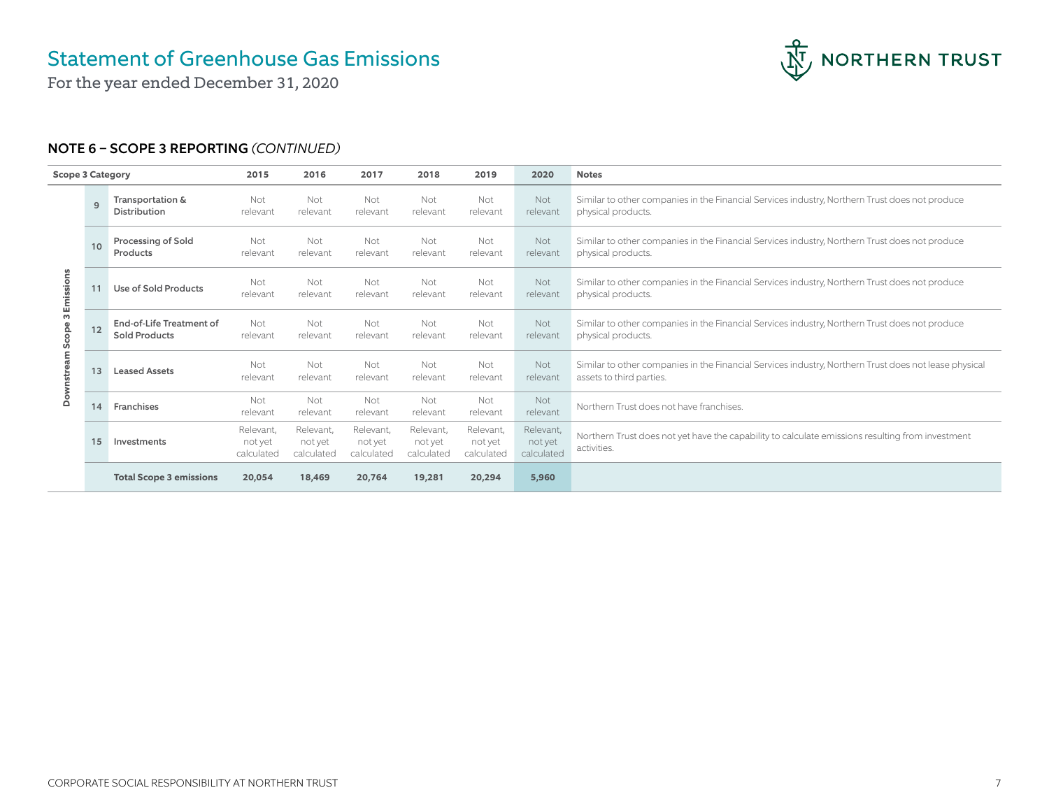# Statement of Greenhouse Gas Emissions

For the year ended December 31, 2020

## NOTE 6 – SCOPE 3 REPORTING *(CONTINUED)*

| Scope 3 Category | | | 2015 | 2016 | 2017 | 2018 | 2019 | 2020 | Notes |
|---|---|---|---|---|---|---|---|---|---|
| Downstream Scope 3 Emissions | 9 | Transportation & Distribution | Not relevant | Not relevant | Not relevant | Not relevant | Not relevant | Not relevant | Similar to other companies in the Financial Services industry, Northern Trust does not produce physical products. |
| | 10 | Processing of Sold Products | Not relevant | Not relevant | Not relevant | Not relevant | Not relevant | Not relevant | Similar to other companies in the Financial Services industry, Northern Trust does not produce physical products. |
| | 11 | Use of Sold Products | Not relevant | Not relevant | Not relevant | Not relevant | Not relevant | Not relevant | Similar to other companies in the Financial Services industry, Northern Trust does not produce physical products. |
| | 12 | End-of-Life Treatment of Sold Products | Not relevant | Not relevant | Not relevant | Not relevant | Not relevant | Not relevant | Similar to other companies in the Financial Services industry, Northern Trust does not produce physical products. |
| | 13 | Leased Assets | Not relevant | Not relevant | Not relevant | Not relevant | Not relevant | Not relevant | Similar to other companies in the Financial Services industry, Northern Trust does not lease physical assets to third parties. |
| | 14 | Franchises | Not relevant | Not relevant | Not relevant | Not relevant | Not relevant | Not relevant | Northern Trust does not have franchises. |
| | 15 | Investments | Relevant, not yet calculated | Relevant, not yet calculated | Relevant, not yet calculated | Relevant, not yet calculated | Relevant, not yet calculated | Relevant, not yet calculated | Northern Trust does not yet have the capability to calculate emissions resulting from investment activities. |
| | | **Total Scope 3 emissions** | **20,054** | **18,469** | **20,764** | **19,281** | **20,294** | **5,960** | |